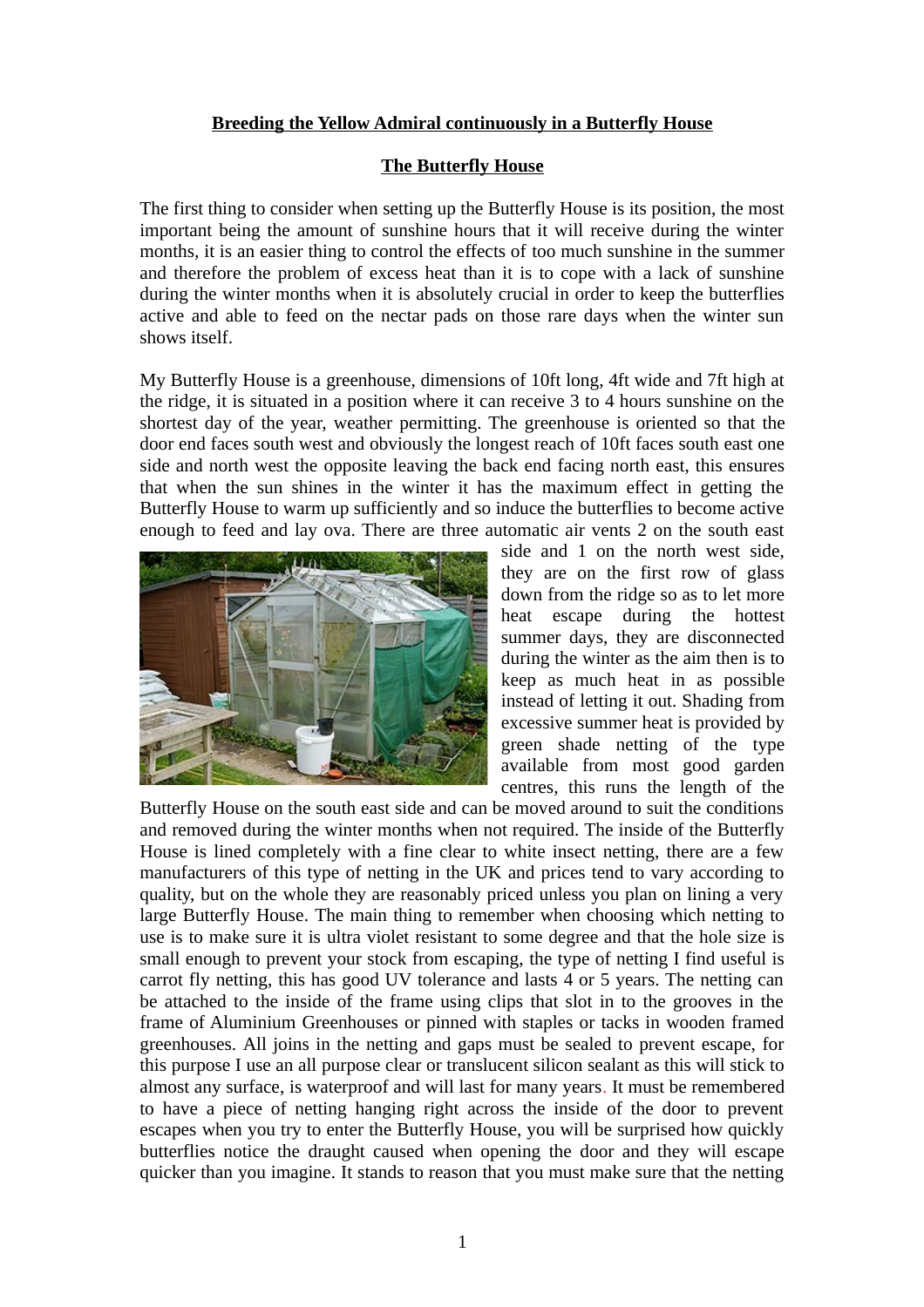# Breeding the Yellow Admiral continuously in a Butterfly House

## The Butterfly House

The first thing to consider when setting up the Butterfly House is its position, the most important being the amount of sunshine hours that it will receive during the winter months, it is an easier thing to control the effects of too much sunshine in the summer and therefore the problem of excess heat than it is to cope with a lack of sunshine during the winter months when it is absolutely crucial in order to keep the butterflies active and able to feed on the nectar pads on those rare days when the winter sun shows itself.

My Butterfly House is a greenhouse, dimensions of 10ft long, 4ft wide and 7ft high at the ridge, it is situated in a position where it can receive 3 to 4 hours sunshine on the shortest day of the year, weather permitting. The greenhouse is oriented so that the door end faces south west and obviously the longest reach of 10ft faces south east one side and north west the opposite leaving the back end facing north east, this ensures that when the sun shines in the winter it has the maximum effect in getting the Butterfly House to warm up sufficiently and so induce the butterflies to become active enough to feed and lay ova. There are three automatic air vents 2 on the south east side and 1 on the north west side, they are on the first row of glass down from the ridge so as to let more heat escape during the hottest summer days, they are disconnected during the winter as the aim then is to keep as much heat in as possible instead of letting it out. Shading from excessive summer heat is provided by green shade netting of the type available from most good garden centres, this runs the length of the Butterfly House on the south east side and can be moved around to suit the conditions and removed during the winter months when not required. The inside of the Butterfly House is lined completely with a fine clear to white insect netting, there are a few manufacturers of this type of netting in the UK and prices tend to vary according to quality, but on the whole they are reasonably priced unless you plan on lining a very large Butterfly House. The main thing to remember when choosing which netting to use is to make sure it is ultra violet resistant to some degree and that the hole size is small enough to prevent your stock from escaping, the type of netting I find useful is carrot fly netting, this has good UV tolerance and lasts 4 or 5 years. The netting can be attached to the inside of the frame using clips that slot in to the grooves in the frame of Aluminium Greenhouses or pinned with staples or tacks in wooden framed greenhouses. All joins in the netting and gaps must be sealed to prevent escape, for this purpose I use an all purpose clear or translucent silicon sealant as this will stick to almost any surface, is waterproof and will last for many years. It must be remembered to have a piece of netting hanging right across the inside of the door to prevent escapes when you try to enter the Butterfly House, you will be surprised how quickly butterflies notice the draught caused when opening the door and they will escape quicker than you imagine. It stands to reason that you must make sure that the netting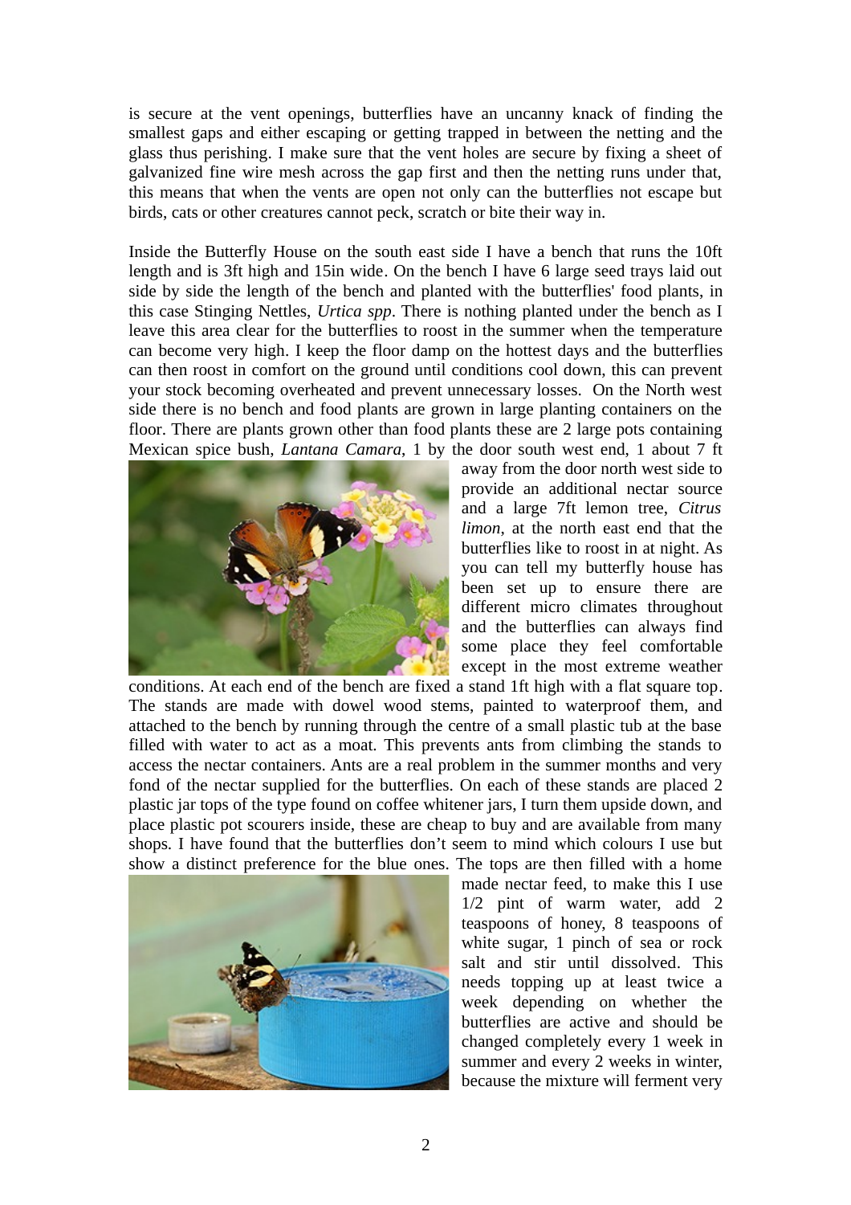is secure at the vent openings, butterflies have an uncanny knack of finding the smallest gaps and either escaping or getting trapped in between the netting and the glass thus perishing. I make sure that the vent holes are secure by fixing a sheet of galvanized fine wire mesh across the gap first and then the netting runs under that, this means that when the vents are open not only can the butterflies not escape but birds, cats or other creatures cannot peck, scratch or bite their way in.

Inside the Butterfly House on the south east side I have a bench that runs the 10ft length and is 3ft high and 15in wide. On the bench I have 6 large seed trays laid out side by side the length of the bench and planted with the butterflies' food plants, in this case Stinging Nettles, *Urtica spp*. There is nothing planted under the bench as I leave this area clear for the butterflies to roost in the summer when the temperature can become very high. I keep the floor damp on the hottest days and the butterflies can then roost in comfort on the ground until conditions cool down, this can prevent your stock becoming overheated and prevent unnecessary losses. On the North west side there is no bench and food plants are grown in large planting containers on the floor. There are plants grown other than food plants these are 2 large pots containing Mexican spice bush, *Lantana Camara*, 1 by the door south west end, 1 about 7 ft away from the door north west side to provide an additional nectar source and a large 7ft lemon tree, *Citrus limon*, at the north east end that the butterflies like to roost in at night. As you can tell my butterfly house has been set up to ensure there are different micro climates throughout and the butterflies can always find some place they feel comfortable except in the most extreme weather conditions. At each end of the bench are fixed a stand 1ft high with a flat square top. The stands are made with dowel wood stems, painted to waterproof them, and attached to the bench by running through the centre of a small plastic tub at the base filled with water to act as a moat. This prevents ants from climbing the stands to access the nectar containers. Ants are a real problem in the summer months and very fond of the nectar supplied for the butterflies. On each of these stands are placed 2 plastic jar tops of the type found on coffee whitener jars, I turn them upside down, and place plastic pot scourers inside, these are cheap to buy and are available from many shops. I have found that the butterflies don't seem to mind which colours I use but show a distinct preference for the blue ones. The tops are then filled with a home made nectar feed, to make this I use 1/2 pint of warm water, add 2 teaspoons of honey, 8 teaspoons of white sugar, 1 pinch of sea or rock salt and stir until dissolved. This needs topping up at least twice a week depending on whether the butterflies are active and should be changed completely every 1 week in summer and every 2 weeks in winter, because the mixture will ferment very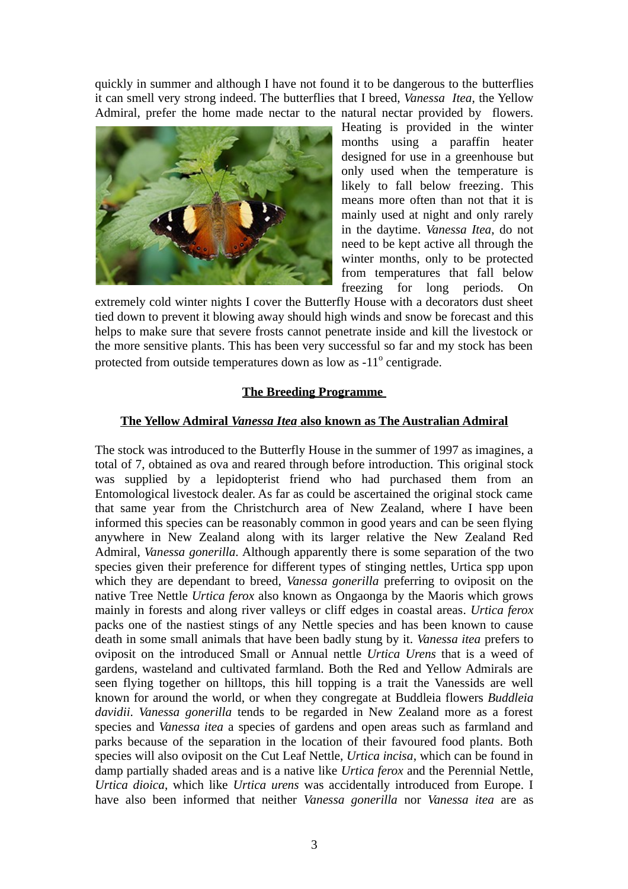quickly in summer and although I have not found it to be dangerous to the butterflies it can smell very strong indeed. The butterflies that I breed, *Vanessa Itea*, the Yellow Admiral, prefer the home made nectar to the natural nectar provided by flowers. Heating is provided in the winter months using a paraffin heater designed for use in a greenhouse but only used when the temperature is likely to fall below freezing. This means more often than not that it is mainly used at night and only rarely in the daytime. *Vanessa Itea*, do not need to be kept active all through the winter months, only to be protected from temperatures that fall below freezing for long periods. On extremely cold winter nights I cover the Butterfly House with a decorators dust sheet tied down to prevent it blowing away should high winds and snow be forecast and this helps to make sure that severe frosts cannot penetrate inside and kill the livestock or the more sensitive plants. This has been very successful so far and my stock has been protected from outside temperatures down as low as -11$^{o}$ centigrade.

## The Breeding Programme

### The Yellow Admiral *Vanessa Itea* also known as The Australian Admiral

The stock was introduced to the Butterfly House in the summer of 1997 as imagines, a total of 7, obtained as ova and reared through before introduction. This original stock was supplied by a lepidopterist friend who had purchased them from an Entomological livestock dealer. As far as could be ascertained the original stock came that same year from the Christchurch area of New Zealand, where I have been informed this species can be reasonably common in good years and can be seen flying anywhere in New Zealand along with its larger relative the New Zealand Red Admiral, *Vanessa gonerilla*. Although apparently there is some separation of the two species given their preference for different types of stinging nettles, Urtica spp upon which they are dependant to breed, *Vanessa gonerilla* preferring to oviposit on the native Tree Nettle *Urtica ferox* also known as Ongaonga by the Maoris which grows mainly in forests and along river valleys or cliff edges in coastal areas. *Urtica ferox* packs one of the nastiest stings of any Nettle species and has been known to cause death in some small animals that have been badly stung by it. *Vanessa itea* prefers to oviposit on the introduced Small or Annual nettle *Urtica Urens* that is a weed of gardens, wasteland and cultivated farmland. Both the Red and Yellow Admirals are seen flying together on hilltops, this hill topping is a trait the Vanessids are well known for around the world, or when they congregate at Buddleia flowers *Buddleia davidii*. *Vanessa gonerilla* tends to be regarded in New Zealand more as a forest species and *Vanessa itea* a species of gardens and open areas such as farmland and parks because of the separation in the location of their favoured food plants. Both species will also oviposit on the Cut Leaf Nettle, *Urtica incisa*, which can be found in damp partially shaded areas and is a native like *Urtica ferox* and the Perennial Nettle, *Urtica dioica*, which like *Urtica urens* was accidentally introduced from Europe. I have also been informed that neither *Vanessa gonerilla* nor *Vanessa itea* are as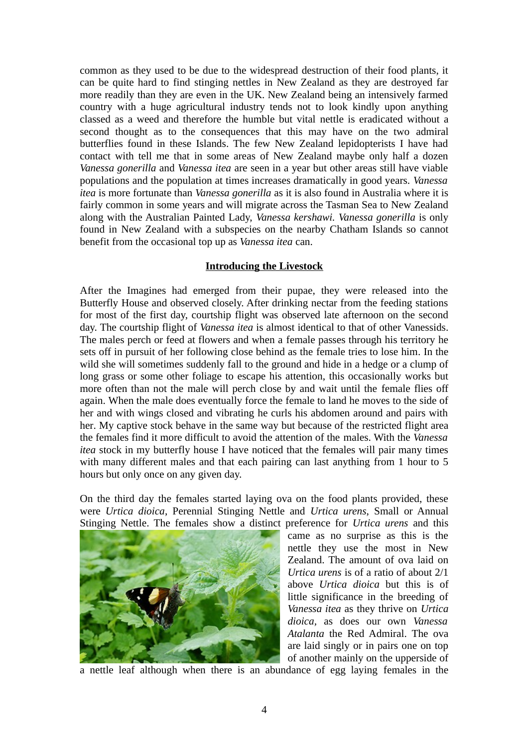common as they used to be due to the widespread destruction of their food plants, it can be quite hard to find stinging nettles in New Zealand as they are destroyed far more readily than they are even in the UK. New Zealand being an intensively farmed country with a huge agricultural industry tends not to look kindly upon anything classed as a weed and therefore the humble but vital nettle is eradicated without a second thought as to the consequences that this may have on the two admiral butterflies found in these Islands. The few New Zealand lepidopterists I have had contact with tell me that in some areas of New Zealand maybe only half a dozen *Vanessa gonerilla* and *Vanessa itea* are seen in a year but other areas still have viable populations and the population at times increases dramatically in good years. *Vanessa itea* is more fortunate than *Vanessa gonerilla* as it is also found in Australia where it is fairly common in some years and will migrate across the Tasman Sea to New Zealand along with the Australian Painted Lady, *Vanessa kershawi. Vanessa gonerilla* is only found in New Zealand with a subspecies on the nearby Chatham Islands so cannot benefit from the occasional top up as *Vanessa itea* can.

## **Introducing the Livestock**

After the Imagines had emerged from their pupae, they were released into the Butterfly House and observed closely. After drinking nectar from the feeding stations for most of the first day, courtship flight was observed late afternoon on the second day. The courtship flight of *Vanessa itea* is almost identical to that of other Vanessids. The males perch or feed at flowers and when a female passes through his territory he sets off in pursuit of her following close behind as the female tries to lose him. In the wild she will sometimes suddenly fall to the ground and hide in a hedge or a clump of long grass or some other foliage to escape his attention, this occasionally works but more often than not the male will perch close by and wait until the female flies off again. When the male does eventually force the female to land he moves to the side of her and with wings closed and vibrating he curls his abdomen around and pairs with her. My captive stock behave in the same way but because of the restricted flight area the females find it more difficult to avoid the attention of the males. With the *Vanessa itea* stock in my butterfly house I have noticed that the females will pair many times with many different males and that each pairing can last anything from 1 hour to 5 hours but only once on any given day.

On the third day the females started laying ova on the food plants provided, these were *Urtica dioica*, Perennial Stinging Nettle and *Urtica urens*, Small or Annual Stinging Nettle. The females show a distinct preference for *Urtica urens* and this came as no surprise as this is the nettle they use the most in New Zealand. The amount of ova laid on *Urtica urens* is of a ratio of about 2/1 above *Urtica dioica* but this is of little significance in the breeding of *Vanessa itea* as they thrive on *Urtica dioica*, as does our own *Vanessa Atalanta* the Red Admiral. The ova are laid singly or in pairs one on top of another mainly on the upperside of a nettle leaf although when there is an abundance of egg laying females in the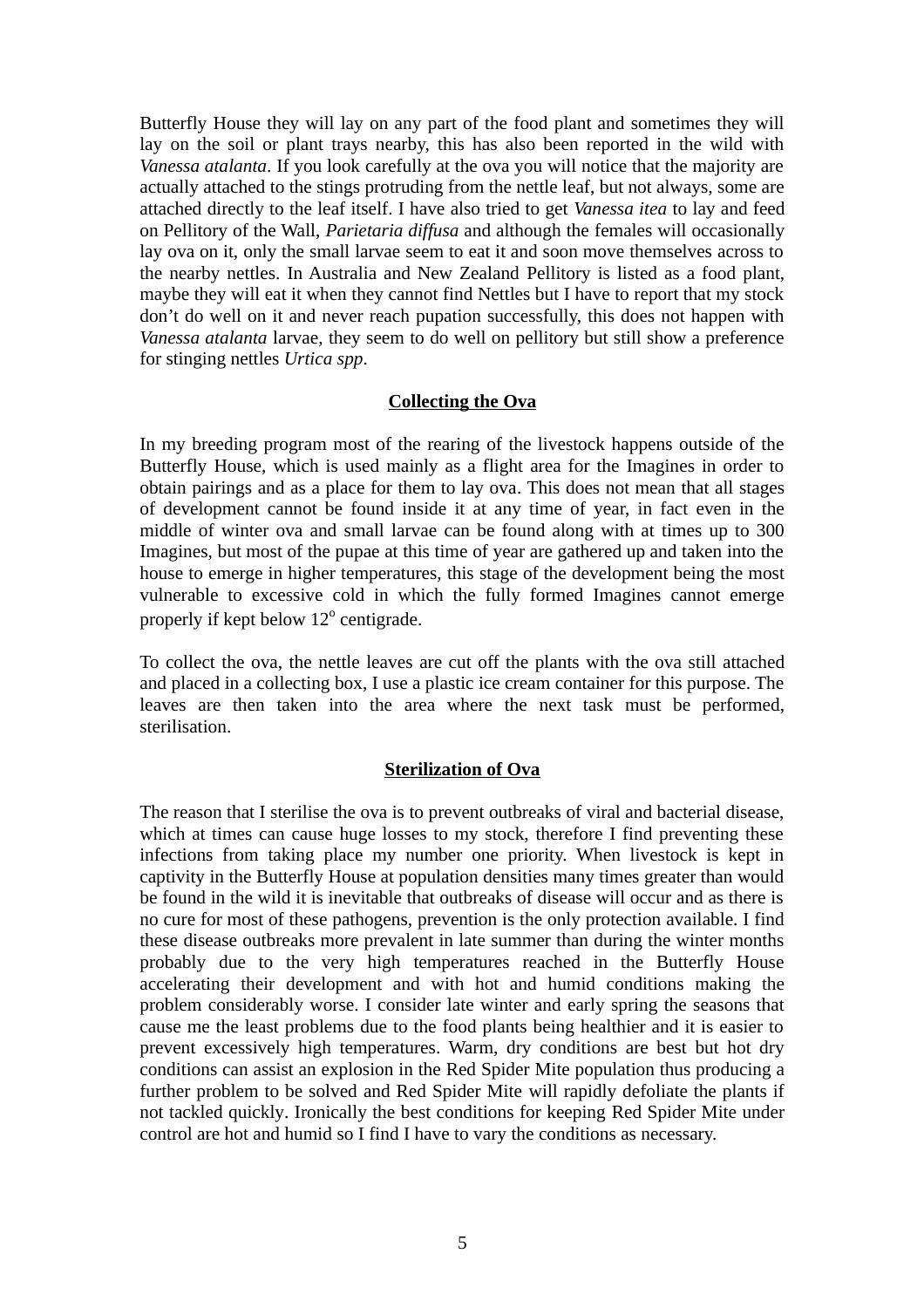Butterfly House they will lay on any part of the food plant and sometimes they will lay on the soil or plant trays nearby, this has also been reported in the wild with *Vanessa atalanta*. If you look carefully at the ova you will notice that the majority are actually attached to the stings protruding from the nettle leaf, but not always, some are attached directly to the leaf itself. I have also tried to get *Vanessa itea* to lay and feed on Pellitory of the Wall, *Parietaria diffusa* and although the females will occasionally lay ova on it, only the small larvae seem to eat it and soon move themselves across to the nearby nettles. In Australia and New Zealand Pellitory is listed as a food plant, maybe they will eat it when they cannot find Nettles but I have to report that my stock don't do well on it and never reach pupation successfully, this does not happen with *Vanessa atalanta* larvae, they seem to do well on pellitory but still show a preference for stinging nettles *Urtica spp*.

## Collecting the Ova

In my breeding program most of the rearing of the livestock happens outside of the Butterfly House, which is used mainly as a flight area for the Imagines in order to obtain pairings and as a place for them to lay ova. This does not mean that all stages of development cannot be found inside it at any time of year, in fact even in the middle of winter ova and small larvae can be found along with at times up to 300 Imagines, but most of the pupae at this time of year are gathered up and taken into the house to emerge in higher temperatures, this stage of the development being the most vulnerable to excessive cold in which the fully formed Imagines cannot emerge properly if kept below $12^{o}$ centigrade.

To collect the ova, the nettle leaves are cut off the plants with the ova still attached and placed in a collecting box, I use a plastic ice cream container for this purpose. The leaves are then taken into the area where the next task must be performed, sterilisation.

## Sterilization of Ova

The reason that I sterilise the ova is to prevent outbreaks of viral and bacterial disease, which at times can cause huge losses to my stock, therefore I find preventing these infections from taking place my number one priority. When livestock is kept in captivity in the Butterfly House at population densities many times greater than would be found in the wild it is inevitable that outbreaks of disease will occur and as there is no cure for most of these pathogens, prevention is the only protection available. I find these disease outbreaks more prevalent in late summer than during the winter months probably due to the very high temperatures reached in the Butterfly House accelerating their development and with hot and humid conditions making the problem considerably worse. I consider late winter and early spring the seasons that cause me the least problems due to the food plants being healthier and it is easier to prevent excessively high temperatures. Warm, dry conditions are best but hot dry conditions can assist an explosion in the Red Spider Mite population thus producing a further problem to be solved and Red Spider Mite will rapidly defoliate the plants if not tackled quickly. Ironically the best conditions for keeping Red Spider Mite under control are hot and humid so I find I have to vary the conditions as necessary.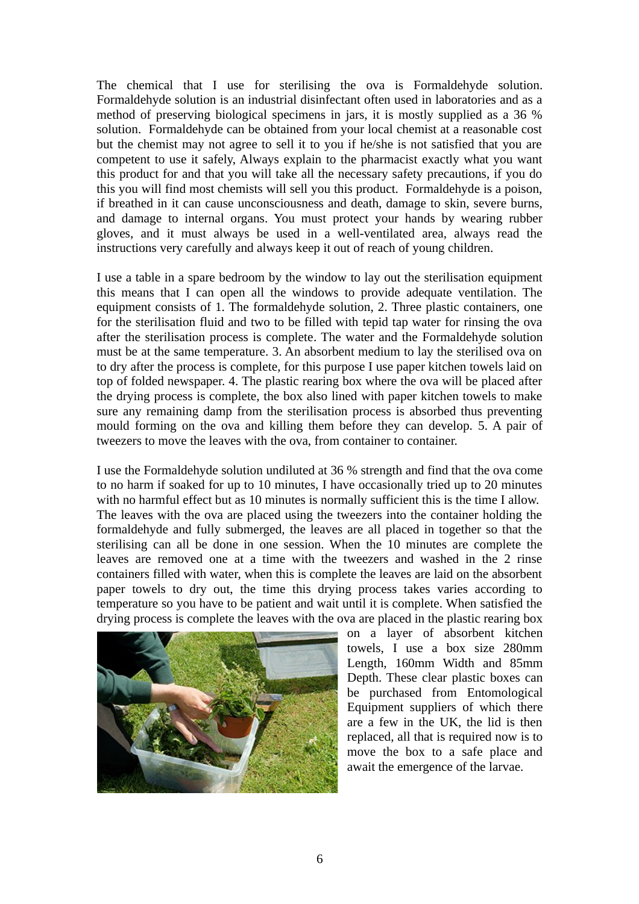The chemical that I use for sterilising the ova is Formaldehyde solution. Formaldehyde solution is an industrial disinfectant often used in laboratories and as a method of preserving biological specimens in jars, it is mostly supplied as a 36 % solution. Formaldehyde can be obtained from your local chemist at a reasonable cost but the chemist may not agree to sell it to you if he/she is not satisfied that you are competent to use it safely, Always explain to the pharmacist exactly what you want this product for and that you will take all the necessary safety precautions, if you do this you will find most chemists will sell you this product. Formaldehyde is a poison, if breathed in it can cause unconsciousness and death, damage to skin, severe burns, and damage to internal organs. You must protect your hands by wearing rubber gloves, and it must always be used in a well-ventilated area, always read the instructions very carefully and always keep it out of reach of young children.

I use a table in a spare bedroom by the window to lay out the sterilisation equipment this means that I can open all the windows to provide adequate ventilation. The equipment consists of 1. The formaldehyde solution, 2. Three plastic containers, one for the sterilisation fluid and two to be filled with tepid tap water for rinsing the ova after the sterilisation process is complete. The water and the Formaldehyde solution must be at the same temperature. 3. An absorbent medium to lay the sterilised ova on to dry after the process is complete, for this purpose I use paper kitchen towels laid on top of folded newspaper. 4. The plastic rearing box where the ova will be placed after the drying process is complete, the box also lined with paper kitchen towels to make sure any remaining damp from the sterilisation process is absorbed thus preventing mould forming on the ova and killing them before they can develop. 5. A pair of tweezers to move the leaves with the ova, from container to container.

I use the Formaldehyde solution undiluted at 36 % strength and find that the ova come to no harm if soaked for up to 10 minutes, I have occasionally tried up to 20 minutes with no harmful effect but as 10 minutes is normally sufficient this is the time I allow. The leaves with the ova are placed using the tweezers into the container holding the formaldehyde and fully submerged, the leaves are all placed in together so that the sterilising can all be done in one session. When the 10 minutes are complete the leaves are removed one at a time with the tweezers and washed in the 2 rinse containers filled with water, when this is complete the leaves are laid on the absorbent paper towels to dry out, the time this drying process takes varies according to temperature so you have to be patient and wait until it is complete. When satisfied the drying process is complete the leaves with the ova are placed in the plastic rearing box on a layer of absorbent kitchen towels, I use a box size 280mm Length, 160mm Width and 85mm Depth. These clear plastic boxes can be purchased from Entomological Equipment suppliers of which there are a few in the UK, the lid is then replaced, all that is required now is to move the box to a safe place and await the emergence of the larvae.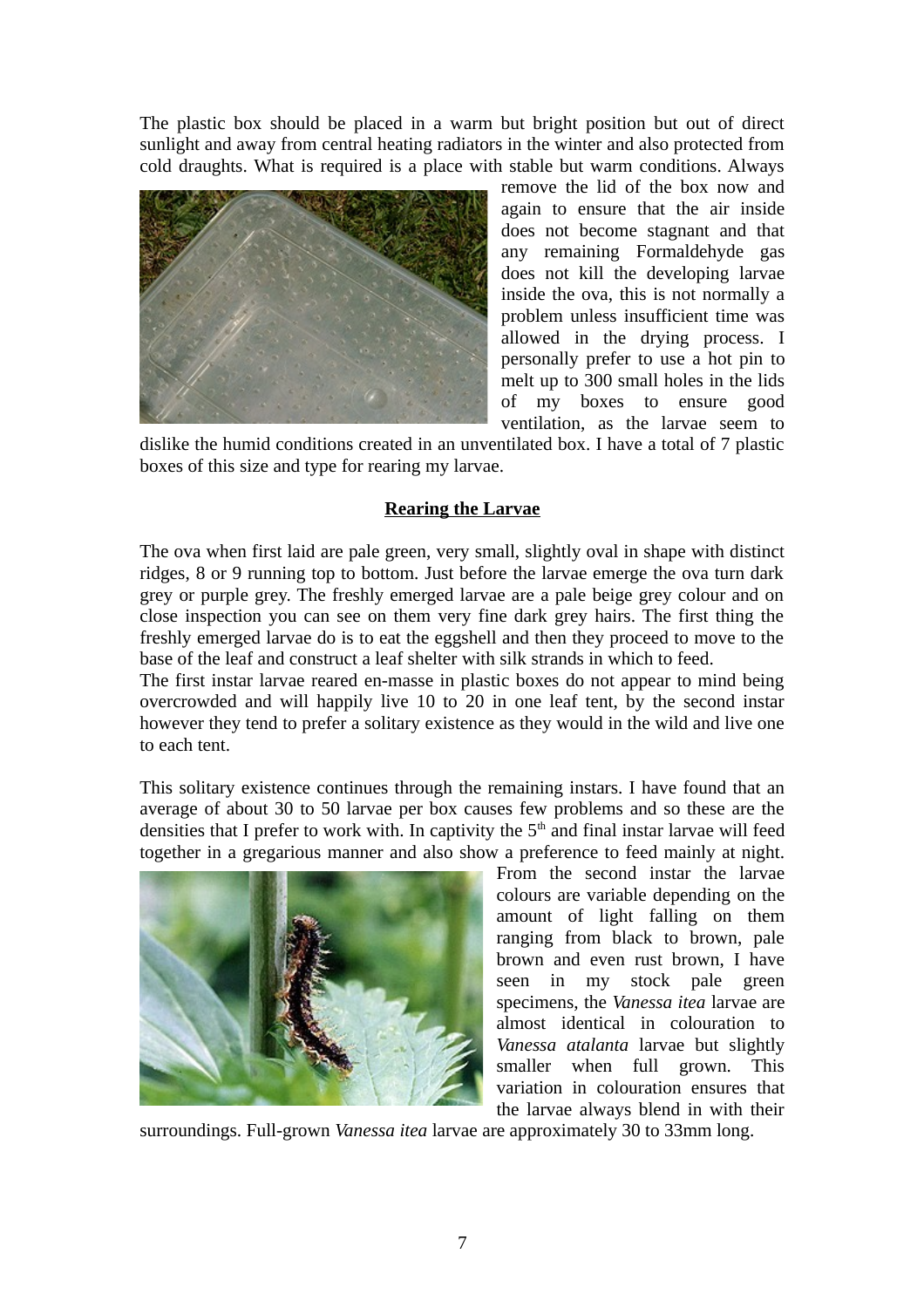The plastic box should be placed in a warm but bright position but out of direct sunlight and away from central heating radiators in the winter and also protected from cold draughts. What is required is a place with stable but warm conditions. Always remove the lid of the box now and again to ensure that the air inside does not become stagnant and that any remaining Formaldehyde gas does not kill the developing larvae inside the ova, this is not normally a problem unless insufficient time was allowed in the drying process. I personally prefer to use a hot pin to melt up to 300 small holes in the lids of my boxes to ensure good ventilation, as the larvae seem to dislike the humid conditions created in an unventilated box. I have a total of 7 plastic boxes of this size and type for rearing my larvae.

## Rearing the Larvae

The ova when first laid are pale green, very small, slightly oval in shape with distinct ridges, 8 or 9 running top to bottom. Just before the larvae emerge the ova turn dark grey or purple grey. The freshly emerged larvae are a pale beige grey colour and on close inspection you can see on them very fine dark grey hairs. The first thing the freshly emerged larvae do is to eat the eggshell and then they proceed to move to the base of the leaf and construct a leaf shelter with silk strands in which to feed.

The first instar larvae reared en-masse in plastic boxes do not appear to mind being overcrowded and will happily live 10 to 20 in one leaf tent, by the second instar however they tend to prefer a solitary existence as they would in the wild and live one to each tent.

This solitary existence continues through the remaining instars. I have found that an average of about 30 to 50 larvae per box causes few problems and so these are the densities that I prefer to work with. In captivity the 5th and final instar larvae will feed together in a gregarious manner and also show a preference to feed mainly at night. From the second instar the larvae colours are variable depending on the amount of light falling on them ranging from black to brown, pale brown and even rust brown, I have seen in my stock pale green specimens, the *Vanessa itea* larvae are almost identical in colouration to *Vanessa atalanta* larvae but slightly smaller when full grown. This variation in colouration ensures that the larvae always blend in with their surroundings. Full-grown *Vanessa itea* larvae are approximately 30 to 33mm long.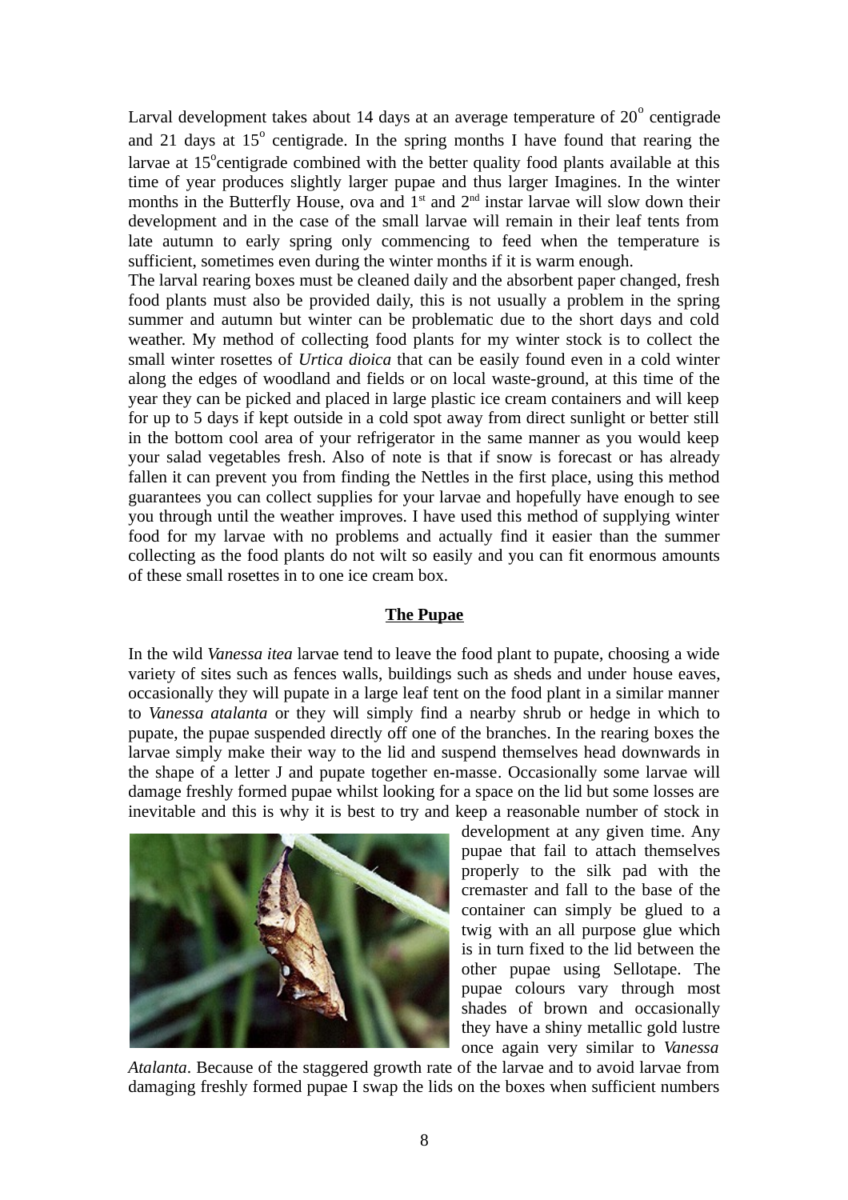Larval development takes about 14 days at an average temperature of 20° centigrade and 21 days at 15° centigrade. In the spring months I have found that rearing the larvae at 15°centigrade combined with the better quality food plants available at this time of year produces slightly larger pupae and thus larger Imagines. In the winter months in the Butterfly House, ova and 1st and 2nd instar larvae will slow down their development and in the case of the small larvae will remain in their leaf tents from late autumn to early spring only commencing to feed when the temperature is sufficient, sometimes even during the winter months if it is warm enough.

The larval rearing boxes must be cleaned daily and the absorbent paper changed, fresh food plants must also be provided daily, this is not usually a problem in the spring summer and autumn but winter can be problematic due to the short days and cold weather. My method of collecting food plants for my winter stock is to collect the small winter rosettes of *Urtica dioica* that can be easily found even in a cold winter along the edges of woodland and fields or on local waste-ground, at this time of the year they can be picked and placed in large plastic ice cream containers and will keep for up to 5 days if kept outside in a cold spot away from direct sunlight or better still in the bottom cool area of your refrigerator in the same manner as you would keep your salad vegetables fresh. Also of note is that if snow is forecast or has already fallen it can prevent you from finding the Nettles in the first place, using this method guarantees you can collect supplies for your larvae and hopefully have enough to see you through until the weather improves. I have used this method of supplying winter food for my larvae with no problems and actually find it easier than the summer collecting as the food plants do not wilt so easily and you can fit enormous amounts of these small rosettes in to one ice cream box.

**The Pupae**

In the wild *Vanessa itea* larvae tend to leave the food plant to pupate, choosing a wide variety of sites such as fences walls, buildings such as sheds and under house eaves, occasionally they will pupate in a large leaf tent on the food plant in a similar manner to *Vanessa atalanta* or they will simply find a nearby shrub or hedge in which to pupate, the pupae suspended directly off one of the branches. In the rearing boxes the larvae simply make their way to the lid and suspend themselves head downwards in the shape of a letter J and pupate together en-masse. Occasionally some larvae will damage freshly formed pupae whilst looking for a space on the lid but some losses are inevitable and this is why it is best to try and keep a reasonable number of stock in development at any given time. Any pupae that fail to attach themselves properly to the silk pad with the cremaster and fall to the base of the container can simply be glued to a twig with an all purpose glue which is in turn fixed to the lid between the other pupae using Sellotape. The pupae colours vary through most shades of brown and occasionally they have a shiny metallic gold lustre once again very similar to *Vanessa Atalanta*. Because of the staggered growth rate of the larvae and to avoid larvae from damaging freshly formed pupae I swap the lids on the boxes when sufficient numbers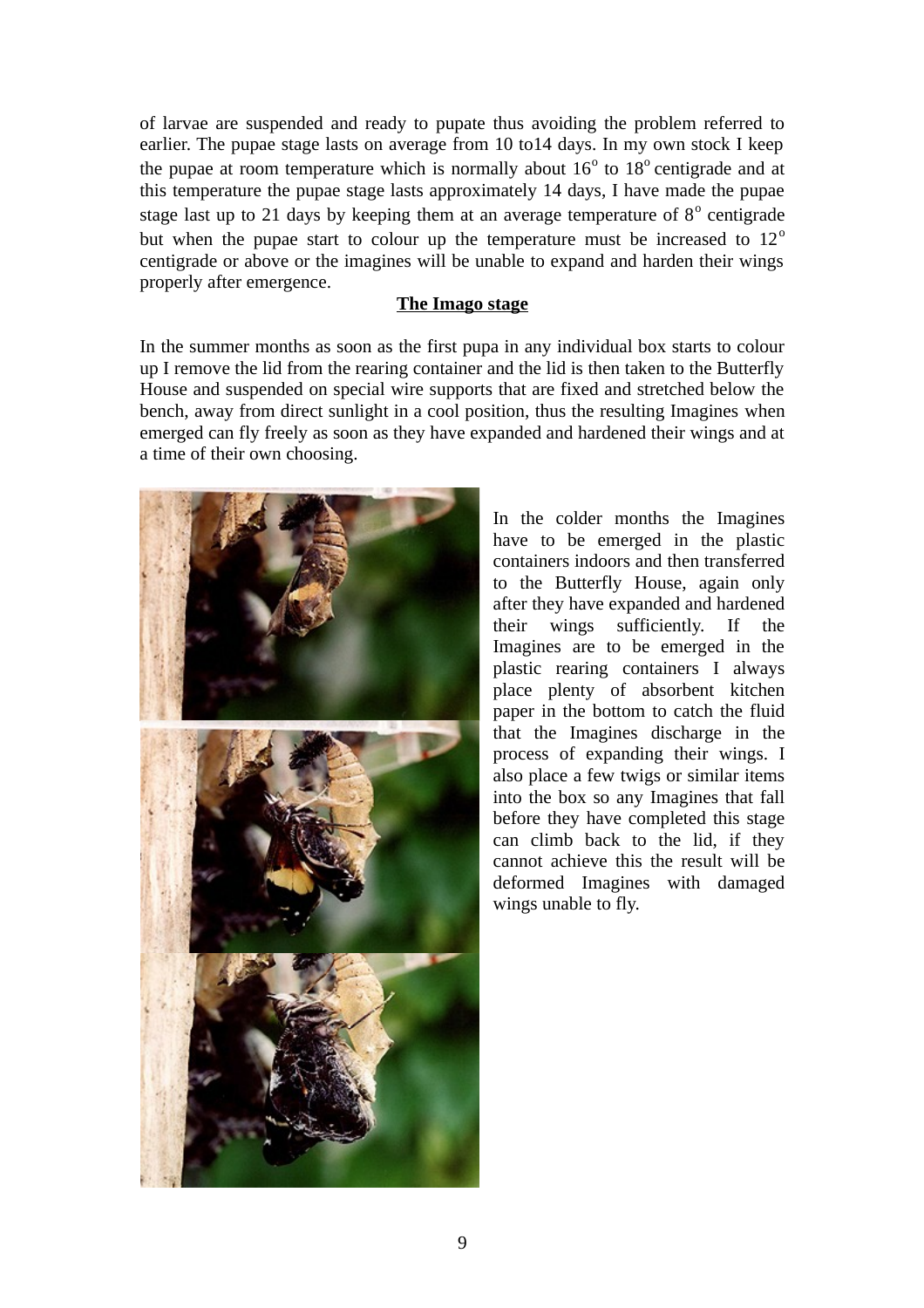of larvae are suspended and ready to pupate thus avoiding the problem referred to earlier. The pupae stage lasts on average from 10 to14 days. In my own stock I keep the pupae at room temperature which is normally about 16$^{o}$ to 18$^{o}$ centigrade and at this temperature the pupae stage lasts approximately 14 days, I have made the pupae stage last up to 21 days by keeping them at an average temperature of 8$^{o}$ centigrade but when the pupae start to colour up the temperature must be increased to 12$^{o}$ centigrade or above or the imagines will be unable to expand and harden their wings properly after emergence.

## The Imago stage

In the summer months as soon as the first pupa in any individual box starts to colour up I remove the lid from the rearing container and the lid is then taken to the Butterfly House and suspended on special wire supports that are fixed and stretched below the bench, away from direct sunlight in a cool position, thus the resulting Imagines when emerged can fly freely as soon as they have expanded and hardened their wings and at a time of their own choosing.

In the colder months the Imagines have to be emerged in the plastic containers indoors and then transferred to the Butterfly House, again only after they have expanded and hardened their wings sufficiently. If the Imagines are to be emerged in the plastic rearing containers I always place plenty of absorbent kitchen paper in the bottom to catch the fluid that the Imagines discharge in the process of expanding their wings. I also place a few twigs or similar items into the box so any Imagines that fall before they have completed this stage can climb back to the lid, if they cannot achieve this the result will be deformed Imagines with damaged wings unable to fly.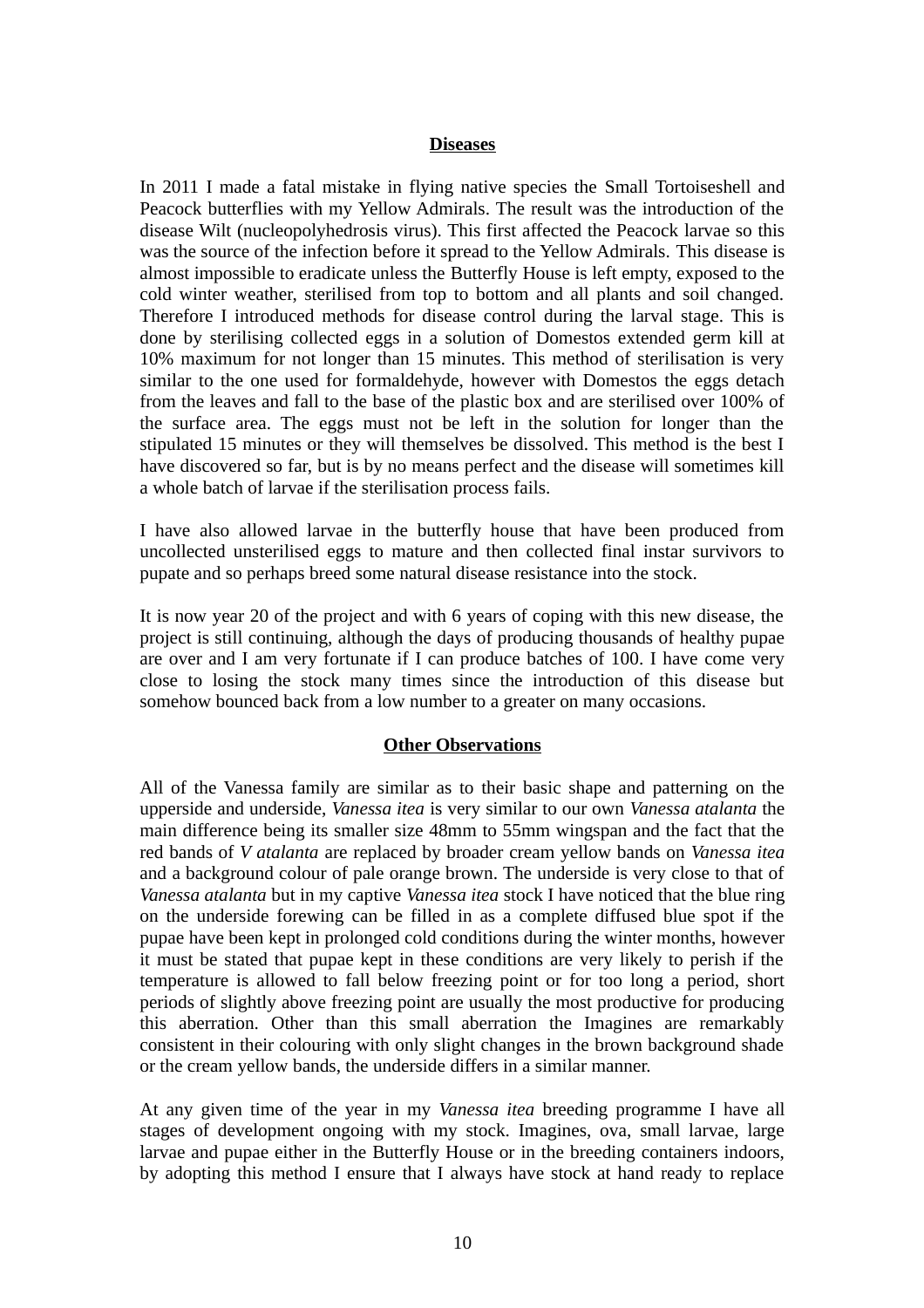## Diseases

In 2011 I made a fatal mistake in flying native species the Small Tortoiseshell and Peacock butterflies with my Yellow Admirals. The result was the introduction of the disease Wilt (nucleopolyhedrosis virus). This first affected the Peacock larvae so this was the source of the infection before it spread to the Yellow Admirals. This disease is almost impossible to eradicate unless the Butterfly House is left empty, exposed to the cold winter weather, sterilised from top to bottom and all plants and soil changed. Therefore I introduced methods for disease control during the larval stage. This is done by sterilising collected eggs in a solution of Domestos extended germ kill at 10% maximum for not longer than 15 minutes. This method of sterilisation is very similar to the one used for formaldehyde, however with Domestos the eggs detach from the leaves and fall to the base of the plastic box and are sterilised over 100% of the surface area. The eggs must not be left in the solution for longer than the stipulated 15 minutes or they will themselves be dissolved. This method is the best I have discovered so far, but is by no means perfect and the disease will sometimes kill a whole batch of larvae if the sterilisation process fails.

I have also allowed larvae in the butterfly house that have been produced from uncollected unsterilised eggs to mature and then collected final instar survivors to pupate and so perhaps breed some natural disease resistance into the stock.

It is now year 20 of the project and with 6 years of coping with this new disease, the project is still continuing, although the days of producing thousands of healthy pupae are over and I am very fortunate if I can produce batches of 100. I have come very close to losing the stock many times since the introduction of this disease but somehow bounced back from a low number to a greater on many occasions.

## Other Observations

All of the Vanessa family are similar as to their basic shape and patterning on the upperside and underside, *Vanessa itea* is very similar to our own *Vanessa atalanta* the main difference being its smaller size 48mm to 55mm wingspan and the fact that the red bands of *V atalanta* are replaced by broader cream yellow bands on *Vanessa itea* and a background colour of pale orange brown. The underside is very close to that of *Vanessa atalanta* but in my captive *Vanessa itea* stock I have noticed that the blue ring on the underside forewing can be filled in as a complete diffused blue spot if the pupae have been kept in prolonged cold conditions during the winter months, however it must be stated that pupae kept in these conditions are very likely to perish if the temperature is allowed to fall below freezing point or for too long a period, short periods of slightly above freezing point are usually the most productive for producing this aberration. Other than this small aberration the Imagines are remarkably consistent in their colouring with only slight changes in the brown background shade or the cream yellow bands, the underside differs in a similar manner.

At any given time of the year in my *Vanessa itea* breeding programme I have all stages of development ongoing with my stock. Imagines, ova, small larvae, large larvae and pupae either in the Butterfly House or in the breeding containers indoors, by adopting this method I ensure that I always have stock at hand ready to replace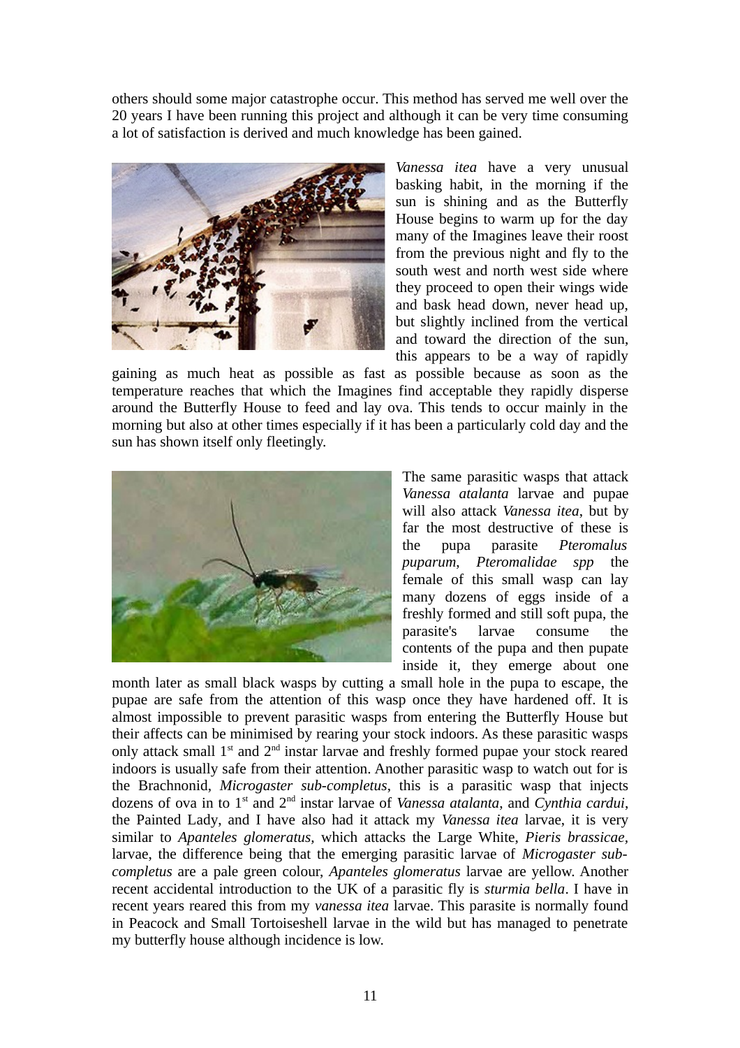others should some major catastrophe occur. This method has served me well over the 20 years I have been running this project and although it can be very time consuming a lot of satisfaction is derived and much knowledge has been gained.

*Vanessa itea* have a very unusual basking habit, in the morning if the sun is shining and as the Butterfly House begins to warm up for the day many of the Imagines leave their roost from the previous night and fly to the south west and north west side where they proceed to open their wings wide and bask head down, never head up, but slightly inclined from the vertical and toward the direction of the sun, this appears to be a way of rapidly gaining as much heat as possible as fast as possible because as soon as the temperature reaches that which the Imagines find acceptable they rapidly disperse around the Butterfly House to feed and lay ova. This tends to occur mainly in the morning but also at other times especially if it has been a particularly cold day and the sun has shown itself only fleetingly.

The same parasitic wasps that attack *Vanessa atalanta* larvae and pupae will also attack *Vanessa itea*, but by far the most destructive of these is the pupa parasite *Pteromalus puparum*, *Pteromalidae spp* the female of this small wasp can lay many dozens of eggs inside of a freshly formed and still soft pupa, the parasite's larvae consume the contents of the pupa and then pupate inside it, they emerge about one month later as small black wasps by cutting a small hole in the pupa to escape, the pupae are safe from the attention of this wasp once they have hardened off. It is almost impossible to prevent parasitic wasps from entering the Butterfly House but their affects can be minimised by rearing your stock indoors. As these parasitic wasps only attack small 1st and 2nd instar larvae and freshly formed pupae your stock reared indoors is usually safe from their attention. Another parasitic wasp to watch out for is the Brachnonid, *Microgaster sub-completus*, this is a parasitic wasp that injects dozens of ova in to 1st and 2nd instar larvae of *Vanessa atalanta*, and *Cynthia cardui*, the Painted Lady, and I have also had it attack my *Vanessa itea* larvae, it is very similar to *Apanteles glomeratus*, which attacks the Large White, *Pieris brassicae*, larvae, the difference being that the emerging parasitic larvae of *Microgaster sub-completus* are a pale green colour, *Apanteles glomeratus* larvae are yellow. Another recent accidental introduction to the UK of a parasitic fly is *sturmia bella*. I have in recent years reared this from my *vanessa itea* larvae. This parasite is normally found in Peacock and Small Tortoiseshell larvae in the wild but has managed to penetrate my butterfly house although incidence is low.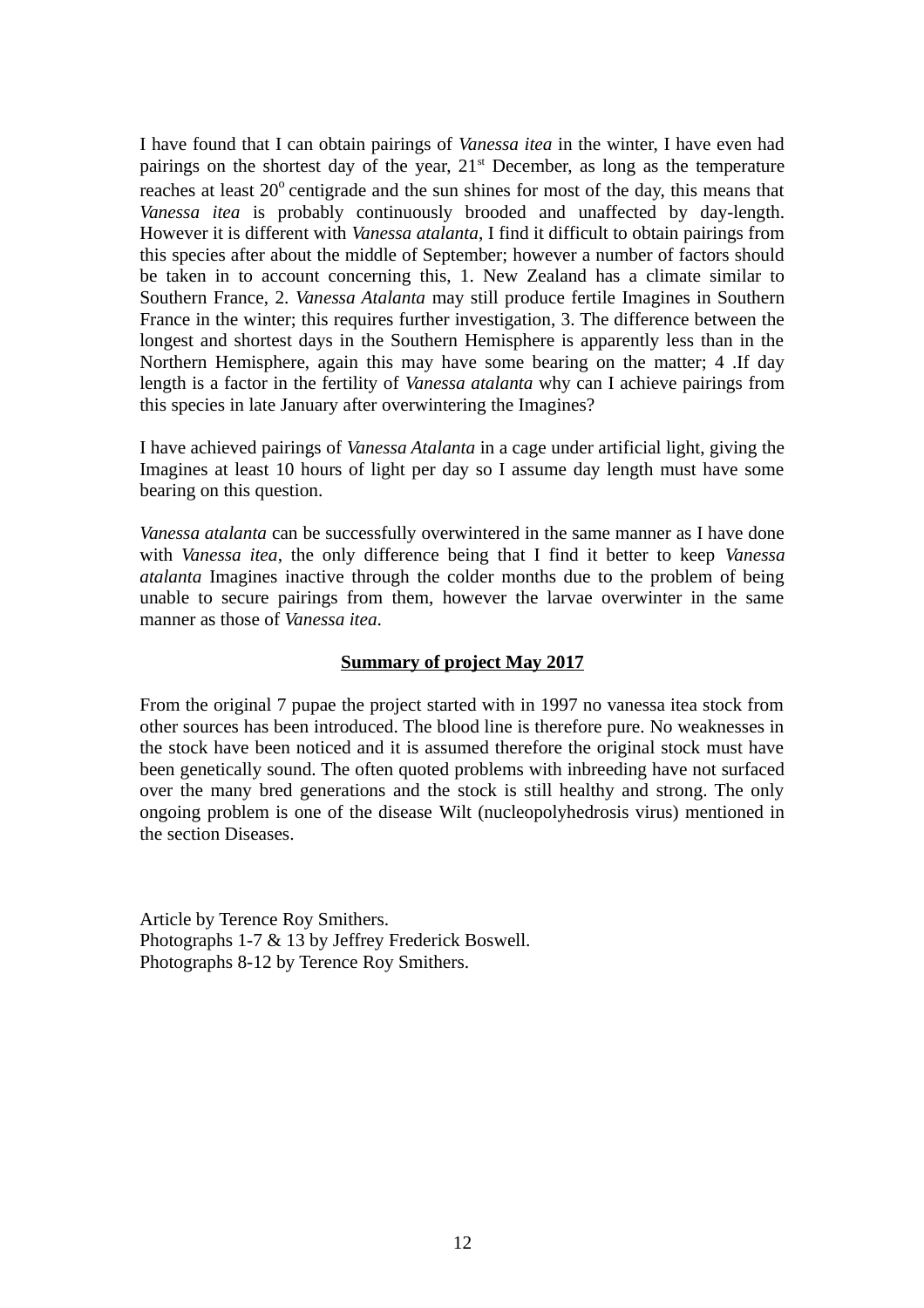I have found that I can obtain pairings of *Vanessa itea* in the winter, I have even had pairings on the shortest day of the year, 21st December, as long as the temperature reaches at least 20$^{o}$ centigrade and the sun shines for most of the day, this means that *Vanessa itea* is probably continuously brooded and unaffected by day-length. However it is different with *Vanessa atalanta*, I find it difficult to obtain pairings from this species after about the middle of September; however a number of factors should be taken in to account concerning this, 1. New Zealand has a climate similar to Southern France, 2. *Vanessa Atalanta* may still produce fertile Imagines in Southern France in the winter; this requires further investigation, 3. The difference between the longest and shortest days in the Southern Hemisphere is apparently less than in the Northern Hemisphere, again this may have some bearing on the matter; 4 .If day length is a factor in the fertility of *Vanessa atalanta* why can I achieve pairings from this species in late January after overwintering the Imagines?

I have achieved pairings of *Vanessa Atalanta* in a cage under artificial light, giving the Imagines at least 10 hours of light per day so I assume day length must have some bearing on this question.

*Vanessa atalanta* can be successfully overwintered in the same manner as I have done with *Vanessa itea*, the only difference being that I find it better to keep *Vanessa atalanta* Imagines inactive through the colder months due to the problem of being unable to secure pairings from them, however the larvae overwinter in the same manner as those of *Vanessa itea*.

## **Summary of project May 2017**

From the original 7 pupae the project started with in 1997 no vanessa itea stock from other sources has been introduced. The blood line is therefore pure. No weaknesses in the stock have been noticed and it is assumed therefore the original stock must have been genetically sound. The often quoted problems with inbreeding have not surfaced over the many bred generations and the stock is still healthy and strong. The only ongoing problem is one of the disease Wilt (nucleopolyhedrosis virus) mentioned in the section Diseases.

Article by Terence Roy Smithers.
Photographs 1-7 & 13 by Jeffrey Frederick Boswell.
Photographs 8-12 by Terence Roy Smithers.